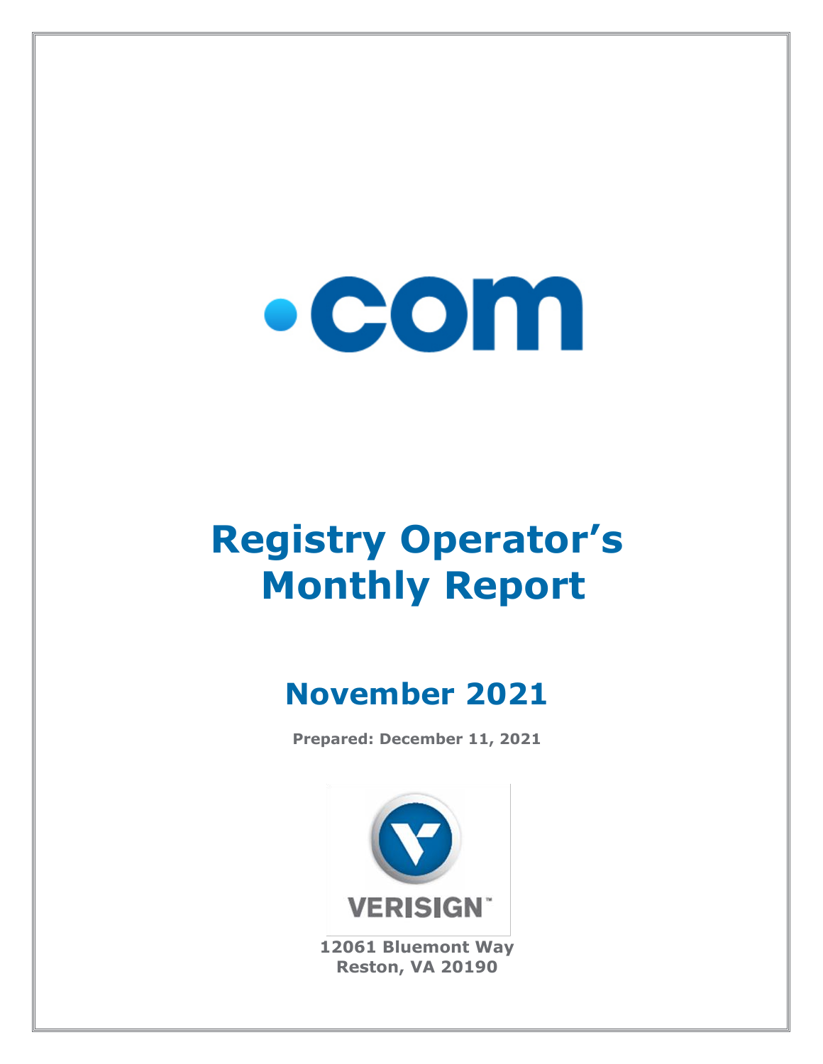.com

# Registry Operator's Monthly Report

## November 2021

**Prepared: December 11, 2021**

VERISIGN

**12061 Bluemont Way**
**Reston, VA 20190**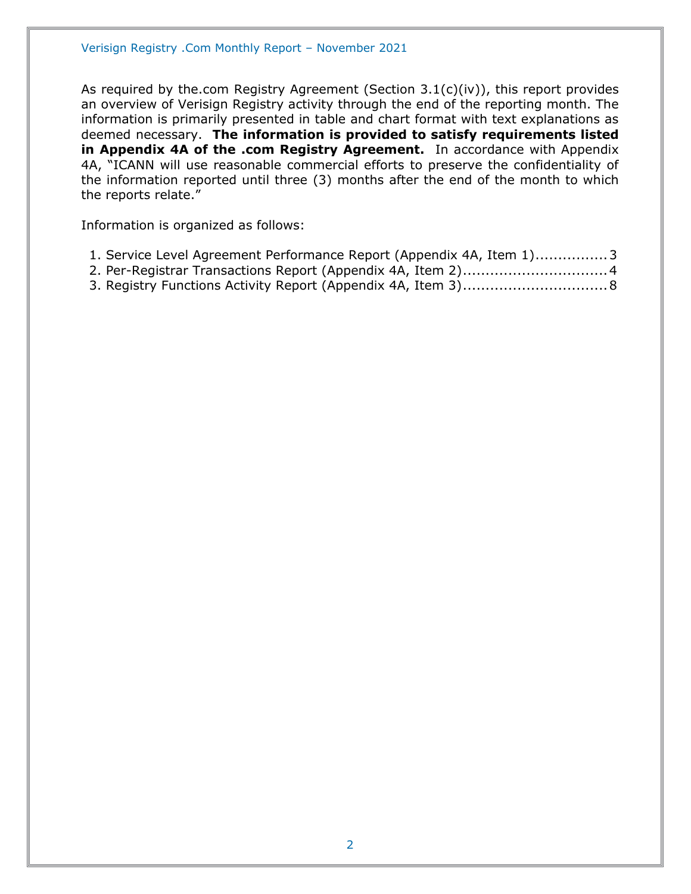As required by the.com Registry Agreement (Section 3.1(c)(iv)), this report provides an overview of Verisign Registry activity through the end of the reporting month. The information is primarily presented in table and chart format with text explanations as deemed necessary. **The information is provided to satisfy requirements listed in Appendix 4A of the .com Registry Agreement.** In accordance with Appendix 4A, "ICANN will use reasonable commercial efforts to preserve the confidentiality of the information reported until three (3) months after the end of the month to which the reports relate."

Information is organized as follows:

1. Service Level Agreement Performance Report (Appendix 4A, Item 1)................3
2. Per-Registrar Transactions Report (Appendix 4A, Item 2)................................4
3. Registry Functions Activity Report (Appendix 4A, Item 3)................................8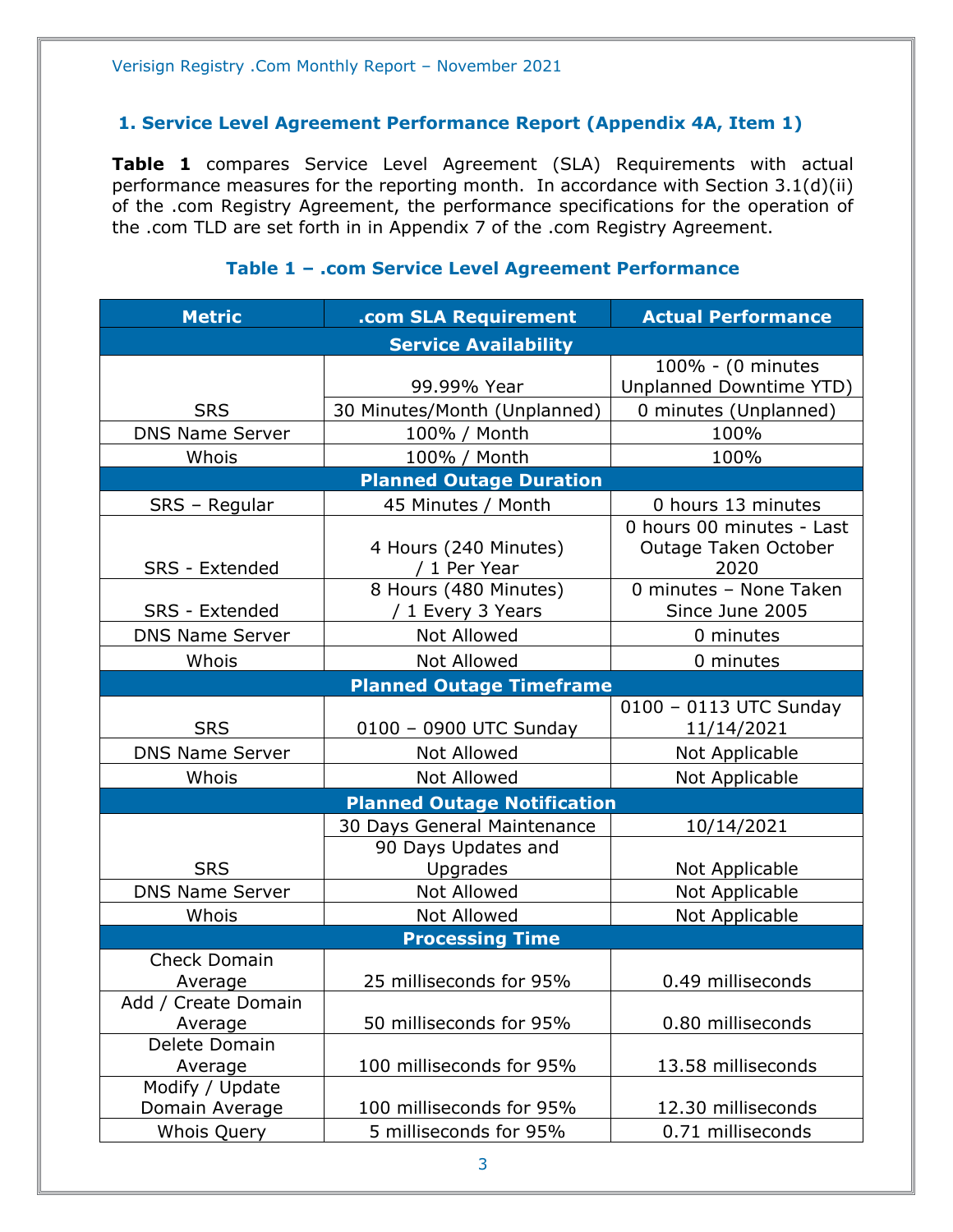## 1. Service Level Agreement Performance Report (Appendix 4A, Item 1)

**Table 1** compares Service Level Agreement (SLA) Requirements with actual performance measures for the reporting month. In accordance with Section 3.1(d)(ii) of the .com Registry Agreement, the performance specifications for the operation of the .com TLD are set forth in in Appendix 7 of the .com Registry Agreement.

### Table 1 – .com Service Level Agreement Performance

| Metric | .com SLA Requirement | Actual Performance |
|---|---|---|
| **Service Availability** | | |
| SRS | 99.99% Year | 100% - (0 minutes Unplanned Downtime YTD) |
| | 30 Minutes/Month (Unplanned) | 0 minutes (Unplanned) |
| DNS Name Server | 100% / Month | 100% |
| Whois | 100% / Month | 100% |
| **Planned Outage Duration** | | |
| SRS – Regular | 45 Minutes / Month | 0 hours 13 minutes |
| SRS - Extended | 4 Hours (240 Minutes) / 1 Per Year | 0 hours 00 minutes - Last Outage Taken October 2020 |
| SRS - Extended | 8 Hours (480 Minutes) / 1 Every 3 Years | 0 minutes – None Taken Since June 2005 |
| DNS Name Server | Not Allowed | 0 minutes |
| Whois | Not Allowed | 0 minutes |
| **Planned Outage Timeframe** | | |
| SRS | 0100 – 0900 UTC Sunday | 0100 – 0113 UTC Sunday 11/14/2021 |
| DNS Name Server | Not Allowed | Not Applicable |
| Whois | Not Allowed | Not Applicable |
| **Planned Outage Notification** | | |
| SRS | 30 Days General Maintenance | 10/14/2021 |
| | 90 Days Updates and Upgrades | Not Applicable |
| DNS Name Server | Not Allowed | Not Applicable |
| Whois | Not Allowed | Not Applicable |
| **Processing Time** | | |
| Check Domain Average | 25 milliseconds for 95% | 0.49 milliseconds |
| Add / Create Domain Average | 50 milliseconds for 95% | 0.80 milliseconds |
| Delete Domain Average | 100 milliseconds for 95% | 13.58 milliseconds |
| Modify / Update Domain Average | 100 milliseconds for 95% | 12.30 milliseconds |
| Whois Query | 5 milliseconds for 95% | 0.71 milliseconds |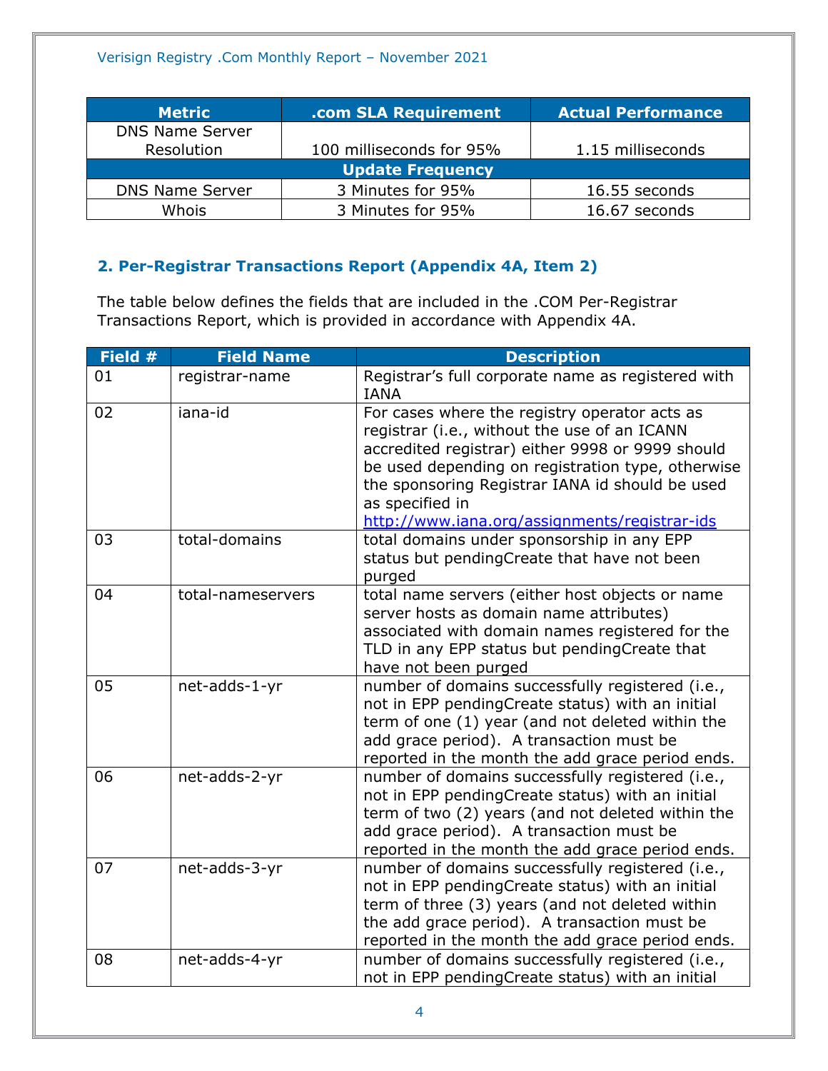| Metric | .com SLA Requirement | Actual Performance |
| --- | --- | --- |
| DNS Name Server Resolution | 100 milliseconds for 95% | 1.15 milliseconds |
| **Update Frequency** | | |
| DNS Name Server | 3 Minutes for 95% | 16.55 seconds |
| Whois | 3 Minutes for 95% | 16.67 seconds |

## 2. Per-Registrar Transactions Report (Appendix 4A, Item 2)

The table below defines the fields that are included in the .COM Per-Registrar Transactions Report, which is provided in accordance with Appendix 4A.

| Field # | Field Name | Description |
| --- | --- | --- |
| 01 | registrar-name | Registrar's full corporate name as registered with IANA |
| 02 | iana-id | For cases where the registry operator acts as registrar (i.e., without the use of an ICANN accredited registrar) either 9998 or 9999 should be used depending on registration type, otherwise the sponsoring Registrar IANA id should be used as specified in http://www.iana.org/assignments/registrar-ids |
| 03 | total-domains | total domains under sponsorship in any EPP status but pendingCreate that have not been purged |
| 04 | total-nameservers | total name servers (either host objects or name server hosts as domain name attributes) associated with domain names registered for the TLD in any EPP status but pendingCreate that have not been purged |
| 05 | net-adds-1-yr | number of domains successfully registered (i.e., not in EPP pendingCreate status) with an initial term of one (1) year (and not deleted within the add grace period). A transaction must be reported in the month the add grace period ends. |
| 06 | net-adds-2-yr | number of domains successfully registered (i.e., not in EPP pendingCreate status) with an initial term of two (2) years (and not deleted within the add grace period). A transaction must be reported in the month the add grace period ends. |
| 07 | net-adds-3-yr | number of domains successfully registered (i.e., not in EPP pendingCreate status) with an initial term of three (3) years (and not deleted within the add grace period). A transaction must be reported in the month the add grace period ends. |
| 08 | net-adds-4-yr | number of domains successfully registered (i.e., not in EPP pendingCreate status) with an initial |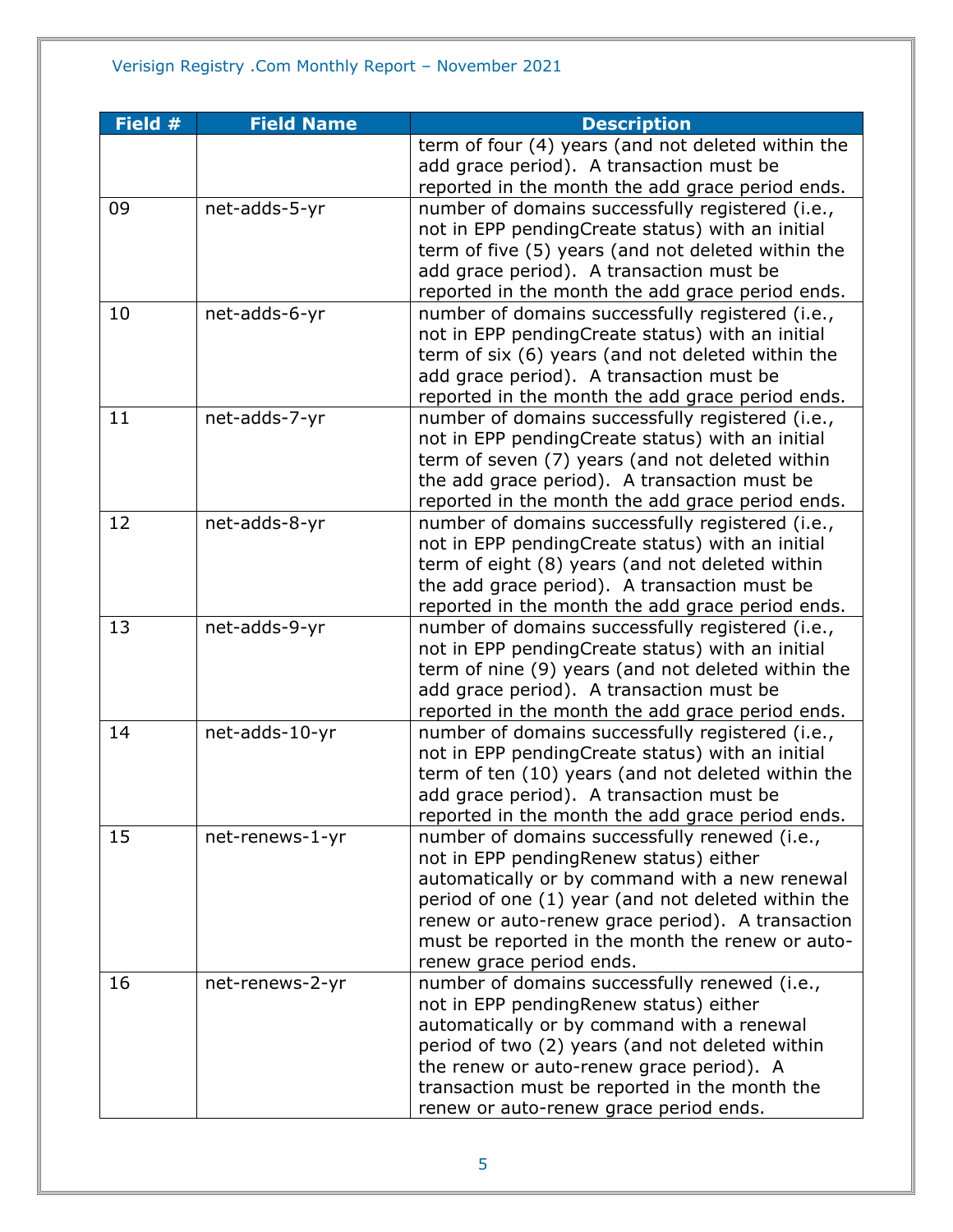| Field # | Field Name | Description |
|---|---|---|
| | | term of four (4) years (and not deleted within the add grace period). A transaction must be reported in the month the add grace period ends. |
| 09 | net-adds-5-yr | number of domains successfully registered (i.e., not in EPP pendingCreate status) with an initial term of five (5) years (and not deleted within the add grace period). A transaction must be reported in the month the add grace period ends. |
| 10 | net-adds-6-yr | number of domains successfully registered (i.e., not in EPP pendingCreate status) with an initial term of six (6) years (and not deleted within the add grace period). A transaction must be reported in the month the add grace period ends. |
| 11 | net-adds-7-yr | number of domains successfully registered (i.e., not in EPP pendingCreate status) with an initial term of seven (7) years (and not deleted within the add grace period). A transaction must be reported in the month the add grace period ends. |
| 12 | net-adds-8-yr | number of domains successfully registered (i.e., not in EPP pendingCreate status) with an initial term of eight (8) years (and not deleted within the add grace period). A transaction must be reported in the month the add grace period ends. |
| 13 | net-adds-9-yr | number of domains successfully registered (i.e., not in EPP pendingCreate status) with an initial term of nine (9) years (and not deleted within the add grace period). A transaction must be reported in the month the add grace period ends. |
| 14 | net-adds-10-yr | number of domains successfully registered (i.e., not in EPP pendingCreate status) with an initial term of ten (10) years (and not deleted within the add grace period). A transaction must be reported in the month the add grace period ends. |
| 15 | net-renews-1-yr | number of domains successfully renewed (i.e., not in EPP pendingRenew status) either automatically or by command with a new renewal period of one (1) year (and not deleted within the renew or auto-renew grace period). A transaction must be reported in the month the renew or auto-renew grace period ends. |
| 16 | net-renews-2-yr | number of domains successfully renewed (i.e., not in EPP pendingRenew status) either automatically or by command with a renewal period of two (2) years (and not deleted within the renew or auto-renew grace period). A transaction must be reported in the month the renew or auto-renew grace period ends. |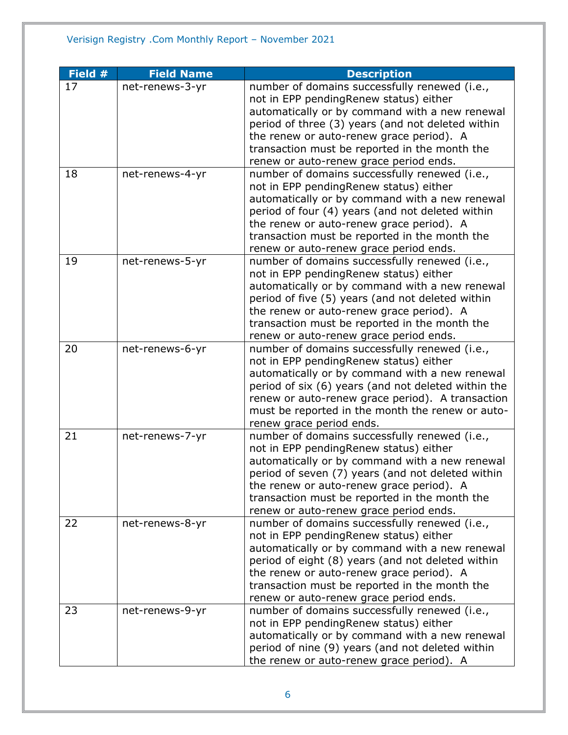| Field # | Field Name | Description |
|---|---|---|
| 17 | net-renews-3-yr | number of domains successfully renewed (i.e., not in EPP pendingRenew status) either automatically or by command with a new renewal period of three (3) years (and not deleted within the renew or auto-renew grace period). A transaction must be reported in the month the renew or auto-renew grace period ends. |
| 18 | net-renews-4-yr | number of domains successfully renewed (i.e., not in EPP pendingRenew status) either automatically or by command with a new renewal period of four (4) years (and not deleted within the renew or auto-renew grace period). A transaction must be reported in the month the renew or auto-renew grace period ends. |
| 19 | net-renews-5-yr | number of domains successfully renewed (i.e., not in EPP pendingRenew status) either automatically or by command with a new renewal period of five (5) years (and not deleted within the renew or auto-renew grace period). A transaction must be reported in the month the renew or auto-renew grace period ends. |
| 20 | net-renews-6-yr | number of domains successfully renewed (i.e., not in EPP pendingRenew status) either automatically or by command with a new renewal period of six (6) years (and not deleted within the renew or auto-renew grace period). A transaction must be reported in the month the renew or auto-renew grace period ends. |
| 21 | net-renews-7-yr | number of domains successfully renewed (i.e., not in EPP pendingRenew status) either automatically or by command with a new renewal period of seven (7) years (and not deleted within the renew or auto-renew grace period). A transaction must be reported in the month the renew or auto-renew grace period ends. |
| 22 | net-renews-8-yr | number of domains successfully renewed (i.e., not in EPP pendingRenew status) either automatically or by command with a new renewal period of eight (8) years (and not deleted within the renew or auto-renew grace period). A transaction must be reported in the month the renew or auto-renew grace period ends. |
| 23 | net-renews-9-yr | number of domains successfully renewed (i.e., not in EPP pendingRenew status) either automatically or by command with a new renewal period of nine (9) years (and not deleted within the renew or auto-renew grace period). A |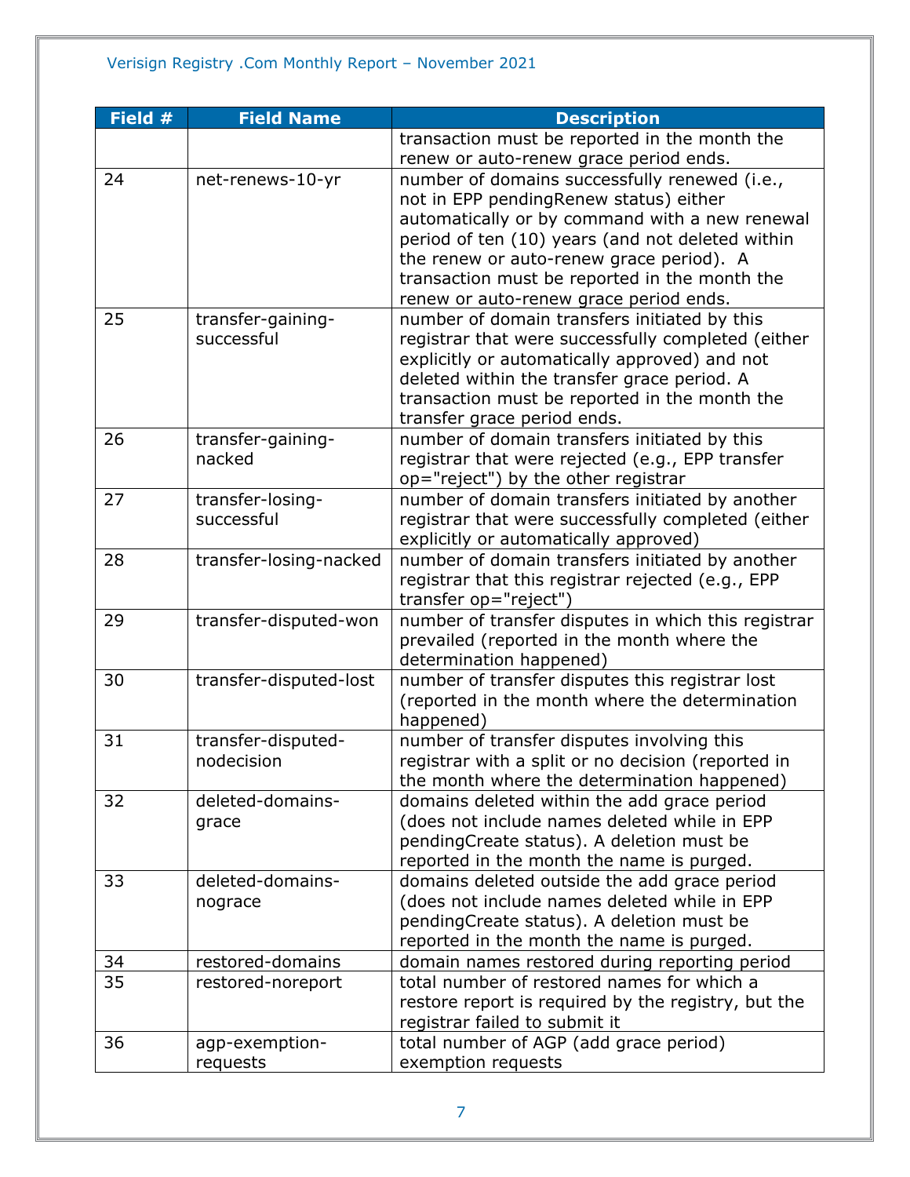| Field # | Field Name | Description |
| --- | --- | --- |
| | | transaction must be reported in the month the renew or auto-renew grace period ends. |
| 24 | net-renews-10-yr | number of domains successfully renewed (i.e., not in EPP pendingRenew status) either automatically or by command with a new renewal period of ten (10) years (and not deleted within the renew or auto-renew grace period). A transaction must be reported in the month the renew or auto-renew grace period ends. |
| 25 | transfer-gaining-successful | number of domain transfers initiated by this registrar that were successfully completed (either explicitly or automatically approved) and not deleted within the transfer grace period. A transaction must be reported in the month the transfer grace period ends. |
| 26 | transfer-gaining-nacked | number of domain transfers initiated by this registrar that were rejected (e.g., EPP transfer op="reject") by the other registrar |
| 27 | transfer-losing-successful | number of domain transfers initiated by another registrar that were successfully completed (either explicitly or automatically approved) |
| 28 | transfer-losing-nacked | number of domain transfers initiated by another registrar that this registrar rejected (e.g., EPP transfer op="reject") |
| 29 | transfer-disputed-won | number of transfer disputes in which this registrar prevailed (reported in the month where the determination happened) |
| 30 | transfer-disputed-lost | number of transfer disputes this registrar lost (reported in the month where the determination happened) |
| 31 | transfer-disputed-nodecision | number of transfer disputes involving this registrar with a split or no decision (reported in the month where the determination happened) |
| 32 | deleted-domains-grace | domains deleted within the add grace period (does not include names deleted while in EPP pendingCreate status). A deletion must be reported in the month the name is purged. |
| 33 | deleted-domains-nograce | domains deleted outside the add grace period (does not include names deleted while in EPP pendingCreate status). A deletion must be reported in the month the name is purged. |
| 34 | restored-domains | domain names restored during reporting period |
| 35 | restored-noreport | total number of restored names for which a restore report is required by the registry, but the registrar failed to submit it |
| 36 | agp-exemption-requests | total number of AGP (add grace period) exemption requests |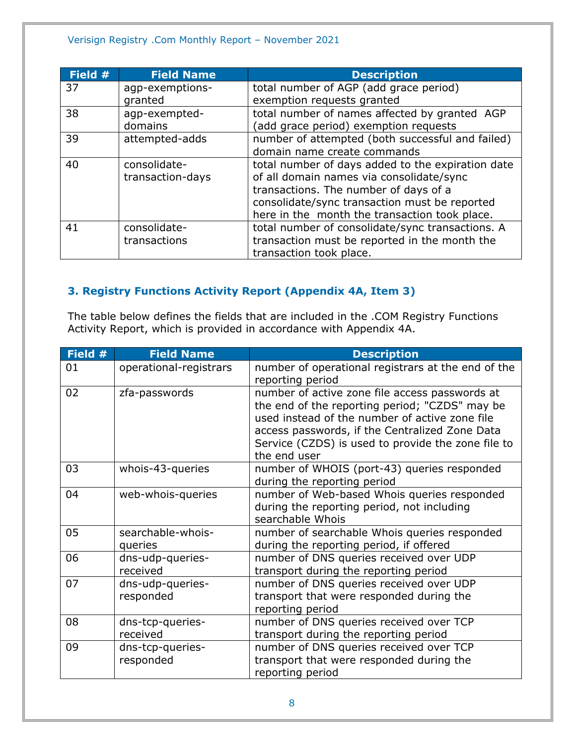| Field # | Field Name | Description |
| --- | --- | --- |
| 37 | agp-exemptions-granted | total number of AGP (add grace period) exemption requests granted |
| 38 | agp-exempted-domains | total number of names affected by granted AGP (add grace period) exemption requests |
| 39 | attempted-adds | number of attempted (both successful and failed) domain name create commands |
| 40 | consolidate-transaction-days | total number of days added to the expiration date of all domain names via consolidate/sync transactions. The number of days of a consolidate/sync transaction must be reported here in the month the transaction took place. |
| 41 | consolidate-transactions | total number of consolidate/sync transactions. A transaction must be reported in the month the transaction took place. |

### 3. Registry Functions Activity Report (Appendix 4A, Item 3)

The table below defines the fields that are included in the .COM Registry Functions Activity Report, which is provided in accordance with Appendix 4A.

| Field # | Field Name | Description |
| --- | --- | --- |
| 01 | operational-registrars | number of operational registrars at the end of the reporting period |
| 02 | zfa-passwords | number of active zone file access passwords at the end of the reporting period; "CZDS" may be used instead of the number of active zone file access passwords, if the Centralized Zone Data Service (CZDS) is used to provide the zone file to the end user |
| 03 | whois-43-queries | number of WHOIS (port-43) queries responded during the reporting period |
| 04 | web-whois-queries | number of Web-based Whois queries responded during the reporting period, not including searchable Whois |
| 05 | searchable-whois-queries | number of searchable Whois queries responded during the reporting period, if offered |
| 06 | dns-udp-queries-received | number of DNS queries received over UDP transport during the reporting period |
| 07 | dns-udp-queries-responded | number of DNS queries received over UDP transport that were responded during the reporting period |
| 08 | dns-tcp-queries-received | number of DNS queries received over TCP transport during the reporting period |
| 09 | dns-tcp-queries-responded | number of DNS queries received over TCP transport that were responded during the reporting period |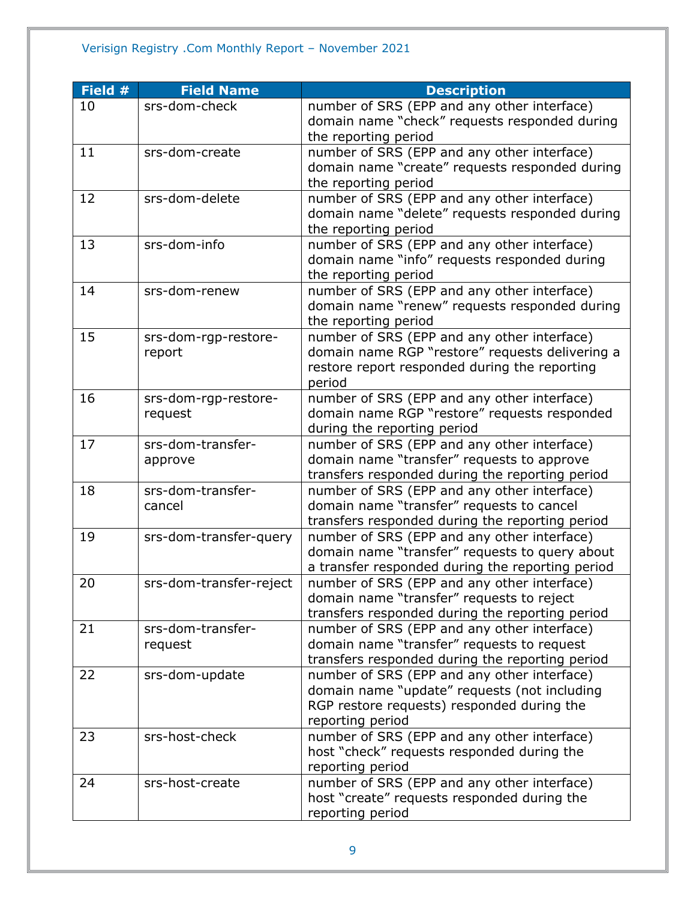| Field # | Field Name | Description |
|---|---|---|
| 10 | srs-dom-check | number of SRS (EPP and any other interface) domain name “check” requests responded during the reporting period |
| 11 | srs-dom-create | number of SRS (EPP and any other interface) domain name “create” requests responded during the reporting period |
| 12 | srs-dom-delete | number of SRS (EPP and any other interface) domain name “delete” requests responded during the reporting period |
| 13 | srs-dom-info | number of SRS (EPP and any other interface) domain name “info” requests responded during the reporting period |
| 14 | srs-dom-renew | number of SRS (EPP and any other interface) domain name “renew” requests responded during the reporting period |
| 15 | srs-dom-rgp-restore-report | number of SRS (EPP and any other interface) domain name RGP “restore” requests delivering a restore report responded during the reporting period |
| 16 | srs-dom-rgp-restore-request | number of SRS (EPP and any other interface) domain name RGP “restore” requests responded during the reporting period |
| 17 | srs-dom-transfer-approve | number of SRS (EPP and any other interface) domain name “transfer” requests to approve transfers responded during the reporting period |
| 18 | srs-dom-transfer-cancel | number of SRS (EPP and any other interface) domain name “transfer” requests to cancel transfers responded during the reporting period |
| 19 | srs-dom-transfer-query | number of SRS (EPP and any other interface) domain name “transfer” requests to query about a transfer responded during the reporting period |
| 20 | srs-dom-transfer-reject | number of SRS (EPP and any other interface) domain name “transfer” requests to reject transfers responded during the reporting period |
| 21 | srs-dom-transfer-request | number of SRS (EPP and any other interface) domain name “transfer” requests to request transfers responded during the reporting period |
| 22 | srs-dom-update | number of SRS (EPP and any other interface) domain name “update” requests (not including RGP restore requests) responded during the reporting period |
| 23 | srs-host-check | number of SRS (EPP and any other interface) host “check” requests responded during the reporting period |
| 24 | srs-host-create | number of SRS (EPP and any other interface) host “create” requests responded during the reporting period |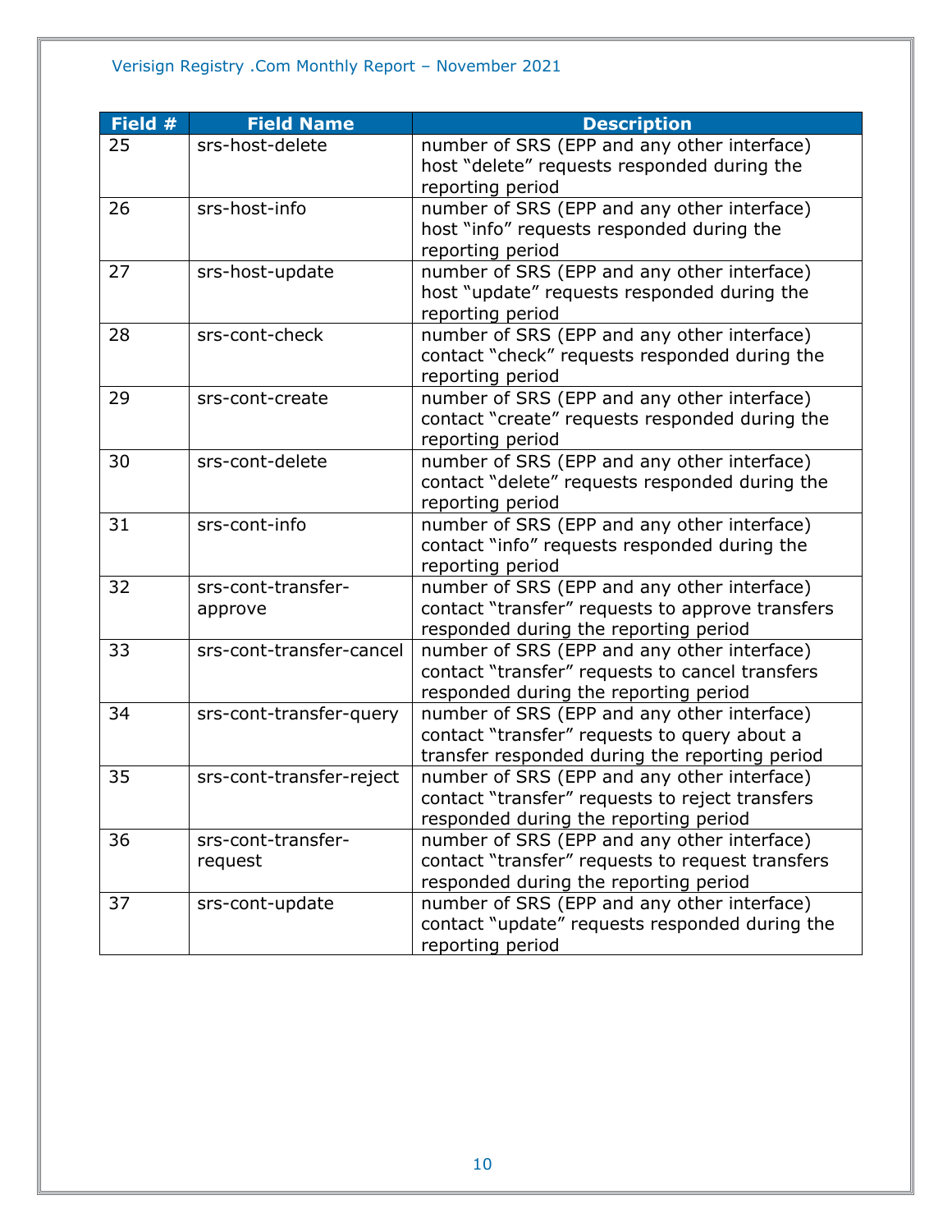| Field # | Field Name | Description |
|---|---|---|
| 25 | srs-host-delete | number of SRS (EPP and any other interface) host “delete” requests responded during the reporting period |
| 26 | srs-host-info | number of SRS (EPP and any other interface) host “info” requests responded during the reporting period |
| 27 | srs-host-update | number of SRS (EPP and any other interface) host “update” requests responded during the reporting period |
| 28 | srs-cont-check | number of SRS (EPP and any other interface) contact “check” requests responded during the reporting period |
| 29 | srs-cont-create | number of SRS (EPP and any other interface) contact “create” requests responded during the reporting period |
| 30 | srs-cont-delete | number of SRS (EPP and any other interface) contact “delete” requests responded during the reporting period |
| 31 | srs-cont-info | number of SRS (EPP and any other interface) contact “info” requests responded during the reporting period |
| 32 | srs-cont-transfer-approve | number of SRS (EPP and any other interface) contact “transfer” requests to approve transfers responded during the reporting period |
| 33 | srs-cont-transfer-cancel | number of SRS (EPP and any other interface) contact “transfer” requests to cancel transfers responded during the reporting period |
| 34 | srs-cont-transfer-query | number of SRS (EPP and any other interface) contact “transfer” requests to query about a transfer responded during the reporting period |
| 35 | srs-cont-transfer-reject | number of SRS (EPP and any other interface) contact “transfer” requests to reject transfers responded during the reporting period |
| 36 | srs-cont-transfer-request | number of SRS (EPP and any other interface) contact “transfer” requests to request transfers responded during the reporting period |
| 37 | srs-cont-update | number of SRS (EPP and any other interface) contact “update” requests responded during the reporting period |